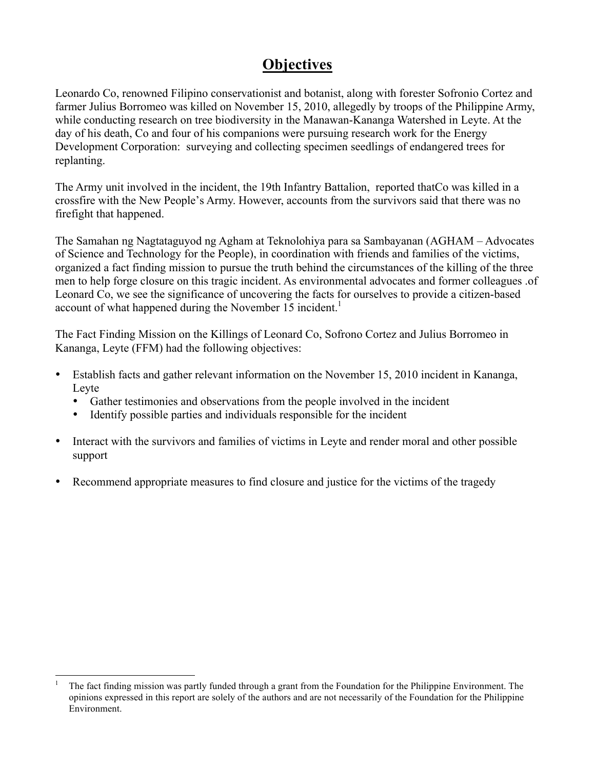# Objectives

Leonardo Co, renowned Filipino conservationist and botanist, along with forester Sofronio Cortez and farmer Julius Borromeo was killed on November 15, 2010, allegedly by troops of the Philippine Army, while conducting research on tree biodiversity in the Manawan-Kananga Watershed in Leyte. At the day of his death, Co and four of his companions were pursuing research work for the Energy Development Corporation: surveying and collecting specimen seedlings of endangered trees for replanting.

The Army unit involved in the incident, the 19th Infantry Battalion, reported thatCo was killed in a crossfire with the New People's Army. However, accounts from the survivors said that there was no firefight that happened.

The Samahan ng Nagtataguyod ng Agham at Teknolohiya para sa Sambayanan (AGHAM – Advocates of Science and Technology for the People), in coordination with friends and families of the victims, organized a fact finding mission to pursue the truth behind the circumstances of the killing of the three men to help forge closure on this tragic incident. As environmental advocates and former colleagues .of Leonard Co, we see the significance of uncovering the facts for ourselves to provide a citizen-based account of what happened during the November 15 incident.[1]

The Fact Finding Mission on the Killings of Leonard Co, Sofrono Cortez and Julius Borromeo in Kananga, Leyte (FFM) had the following objectives:

- Establish facts and gather relevant information on the November 15, 2010 incident in Kananga, Leyte
  - Gather testimonies and observations from the people involved in the incident
  - Identify possible parties and individuals responsible for the incident
- Interact with the survivors and families of victims in Leyte and render moral and other possible support
- Recommend appropriate measures to find closure and justice for the victims of the tragedy

---

[1] The fact finding mission was partly funded through a grant from the Foundation for the Philippine Environment. The opinions expressed in this report are solely of the authors and are not necessarily of the Foundation for the Philippine Environment.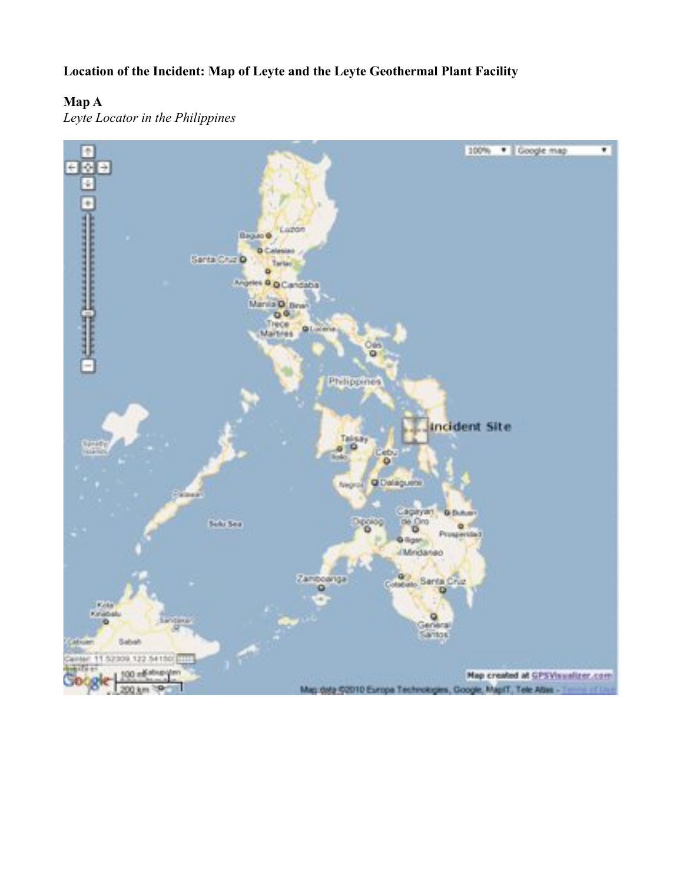**Location of the Incident: Map of Leyte and the Leyte Geothermal Plant Facility**

**Map A**

*Leyte Locator in the Philippines*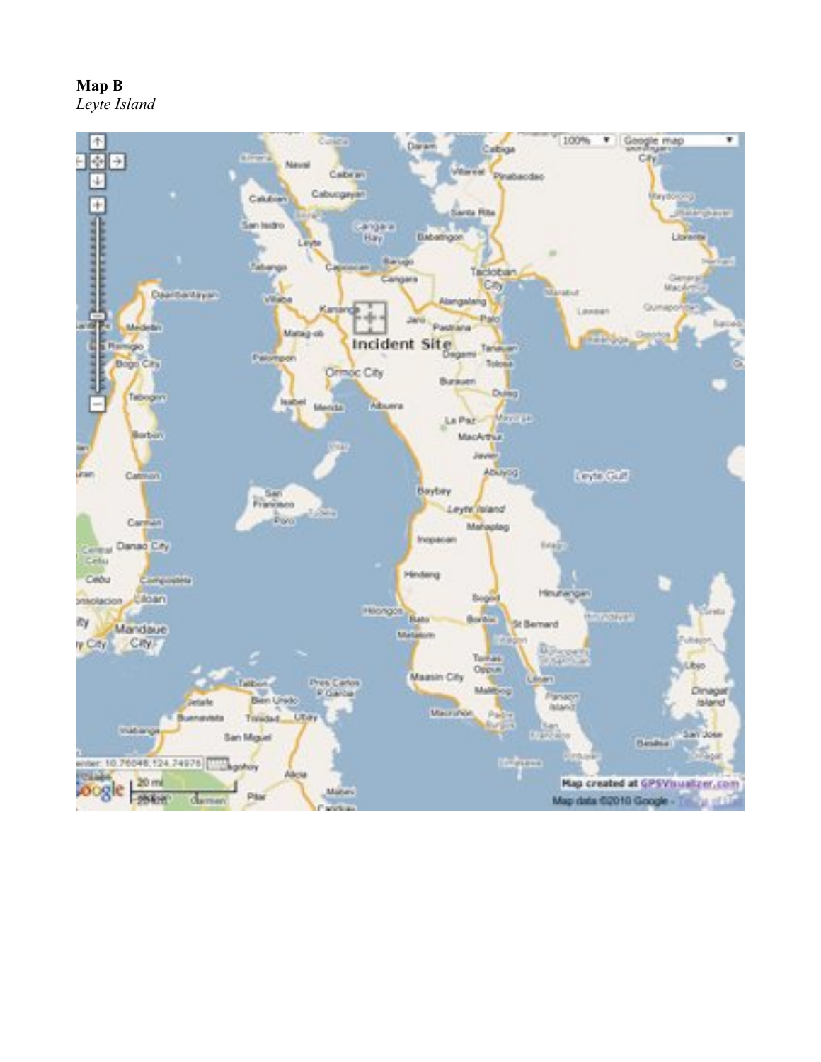**Map B**
*Leyte Island*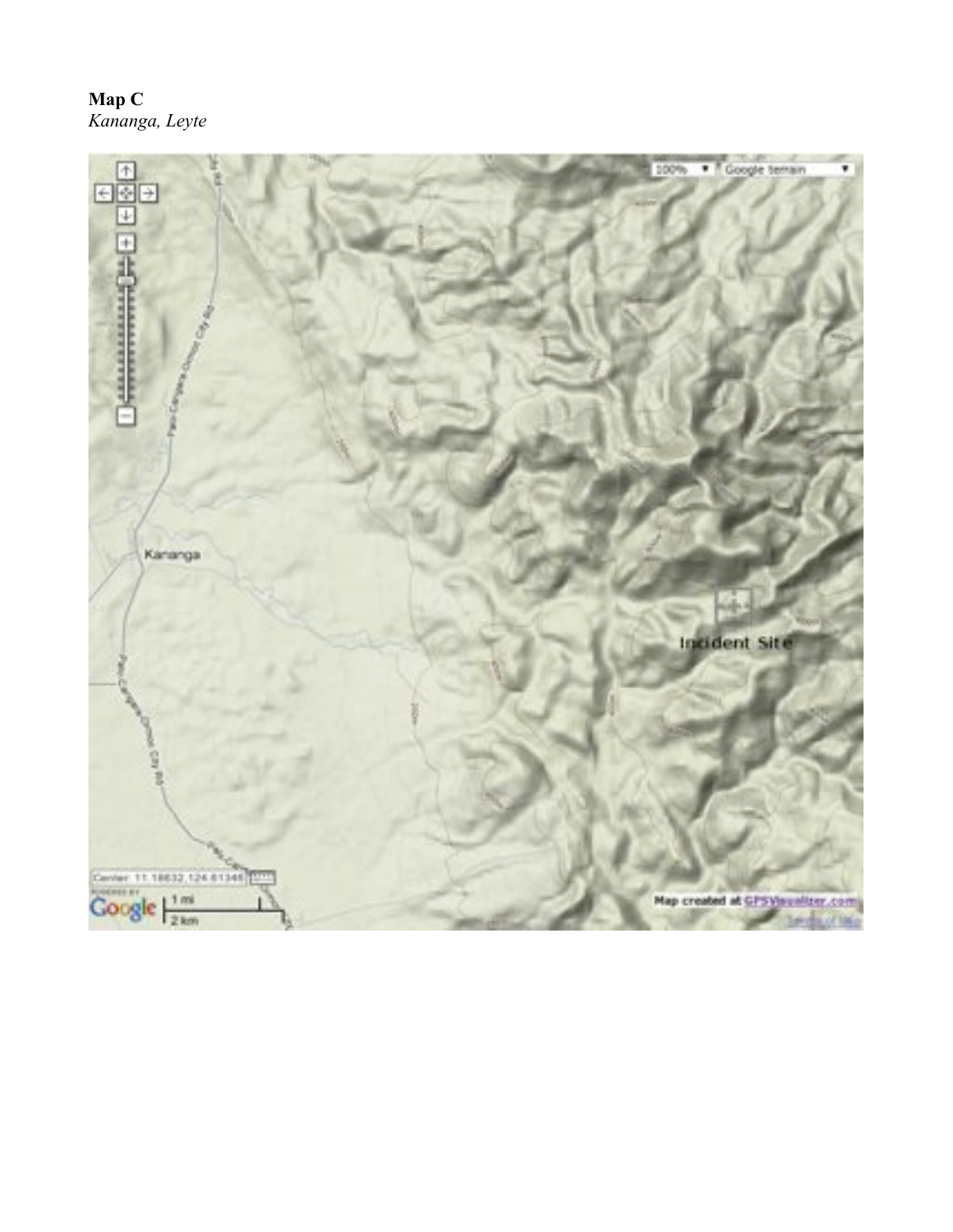**Map C**
*Kananga, Leyte*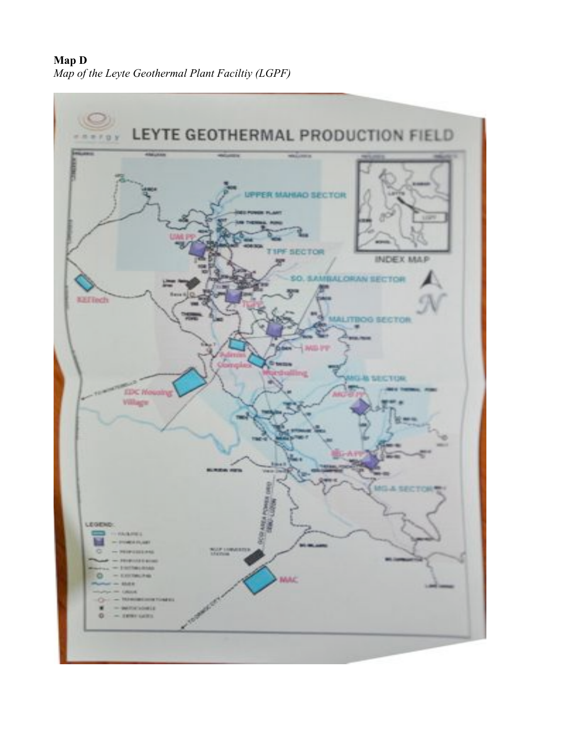**Map D**

*Map of the Leyte Geothermal Plant Faciltiy (LGPF)*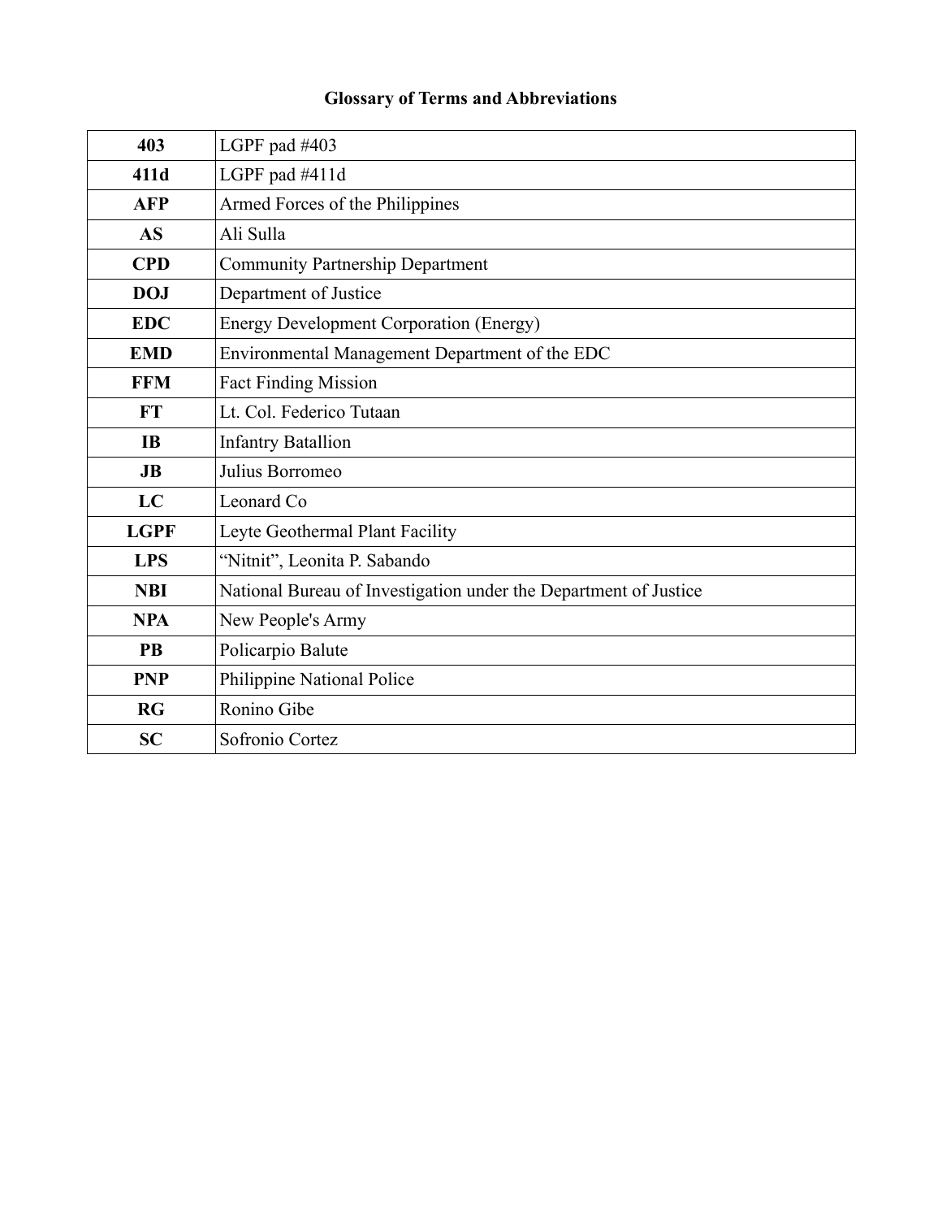## Glossary of Terms and Abbreviations

| | |
|---|---|
| **403** | LGPF pad #403 |
| **411d** | LGPF pad #411d |
| **AFP** | Armed Forces of the Philippines |
| **AS** | Ali Sulla |
| **CPD** | Community Partnership Department |
| **DOJ** | Department of Justice |
| **EDC** | Energy Development Corporation (Energy) |
| **EMD** | Environmental Management Department of the EDC |
| **FFM** | Fact Finding Mission |
| **FT** | Lt. Col. Federico Tutaan |
| **IB** | Infantry Batallion |
| **JB** | Julius Borromeo |
| **LC** | Leonard Co |
| **LGPF** | Leyte Geothermal Plant Facility |
| **LPS** | “Nitnit”, Leonita P. Sabando |
| **NBI** | National Bureau of Investigation under the Department of Justice |
| **NPA** | New People's Army |
| **PB** | Policarpio Balute |
| **PNP** | Philippine National Police |
| **RG** | Ronino Gibe |
| **SC** | Sofronio Cortez |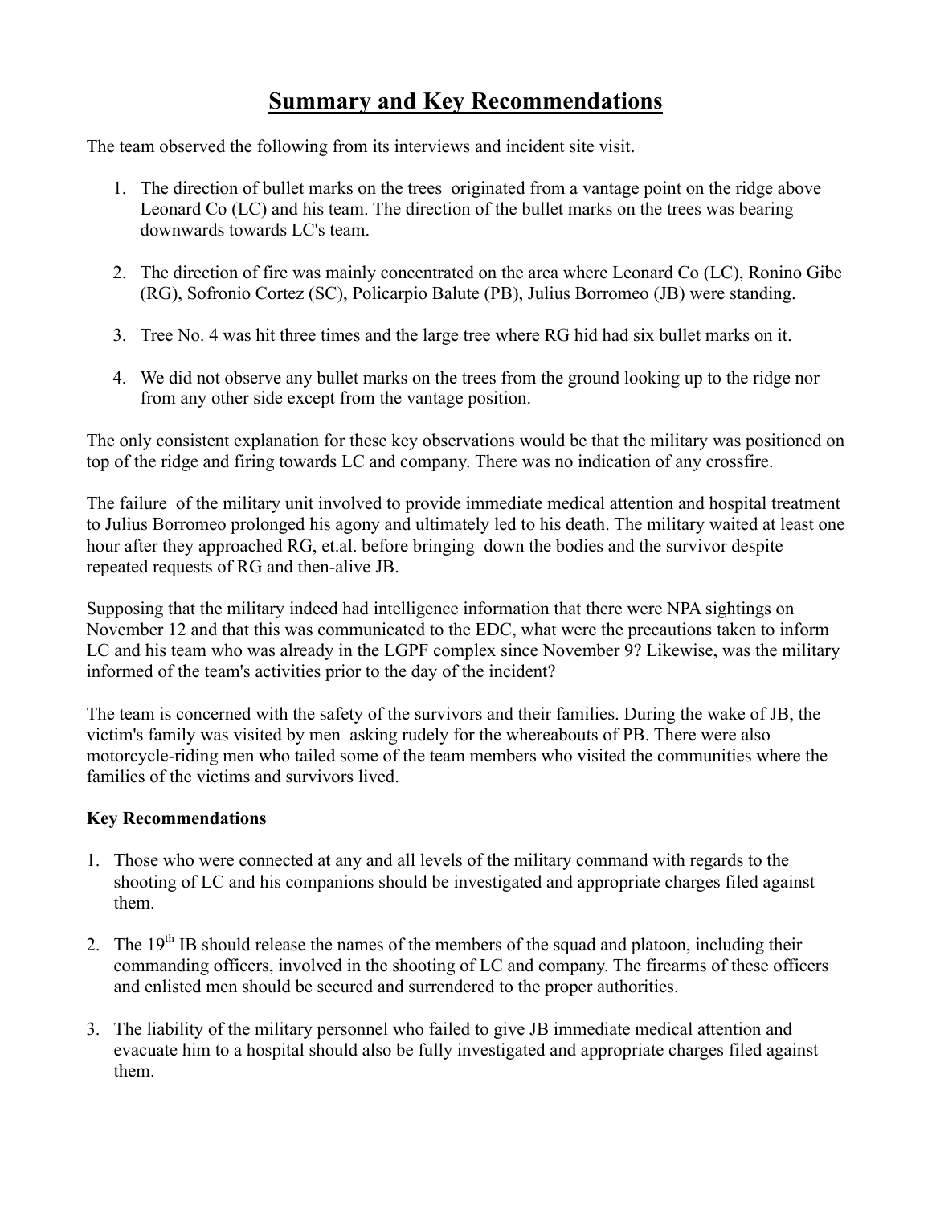# Summary and Key Recommendations

The team observed the following from its interviews and incident site visit.

1. The direction of bullet marks on the trees originated from a vantage point on the ridge above Leonard Co (LC) and his team. The direction of the bullet marks on the trees was bearing downwards towards LC's team.

2. The direction of fire was mainly concentrated on the area where Leonard Co (LC), Ronino Gibe (RG), Sofronio Cortez (SC), Policarpio Balute (PB), Julius Borromeo (JB) were standing.

3. Tree No. 4 was hit three times and the large tree where RG hid had six bullet marks on it.

4. We did not observe any bullet marks on the trees from the ground looking up to the ridge nor from any other side except from the vantage position.

The only consistent explanation for these key observations would be that the military was positioned on top of the ridge and firing towards LC and company. There was no indication of any crossfire.

The failure of the military unit involved to provide immediate medical attention and hospital treatment to Julius Borromeo prolonged his agony and ultimately led to his death. The military waited at least one hour after they approached RG, et.al. before bringing down the bodies and the survivor despite repeated requests of RG and then-alive JB.

Supposing that the military indeed had intelligence information that there were NPA sightings on November 12 and that this was communicated to the EDC, what were the precautions taken to inform LC and his team who was already in the LGPF complex since November 9? Likewise, was the military informed of the team's activities prior to the day of the incident?

The team is concerned with the safety of the survivors and their families. During the wake of JB, the victim's family was visited by men asking rudely for the whereabouts of PB. There were also motorcycle-riding men who tailed some of the team members who visited the communities where the families of the victims and survivors lived.

**Key Recommendations**

1. Those who were connected at any and all levels of the military command with regards to the shooting of LC and his companions should be investigated and appropriate charges filed against them.

2. The 19th IB should release the names of the members of the squad and platoon, including their commanding officers, involved in the shooting of LC and company. The firearms of these officers and enlisted men should be secured and surrendered to the proper authorities.

3. The liability of the military personnel who failed to give JB immediate medical attention and evacuate him to a hospital should also be fully investigated and appropriate charges filed against them.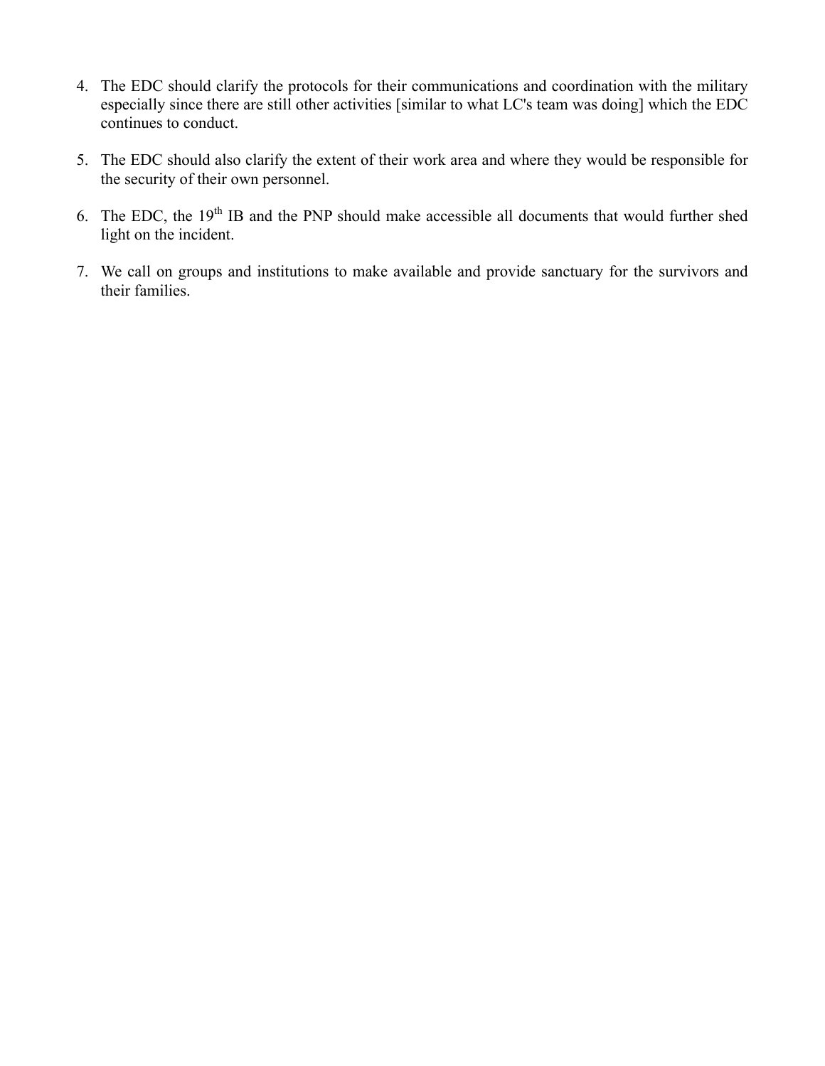4. The EDC should clarify the protocols for their communications and coordination with the military especially since there are still other activities [similar to what LC's team was doing] which the EDC continues to conduct.

5. The EDC should also clarify the extent of their work area and where they would be responsible for the security of their own personnel.

6. The EDC, the 19th IB and the PNP should make accessible all documents that would further shed light on the incident.

7. We call on groups and institutions to make available and provide sanctuary for the survivors and their families.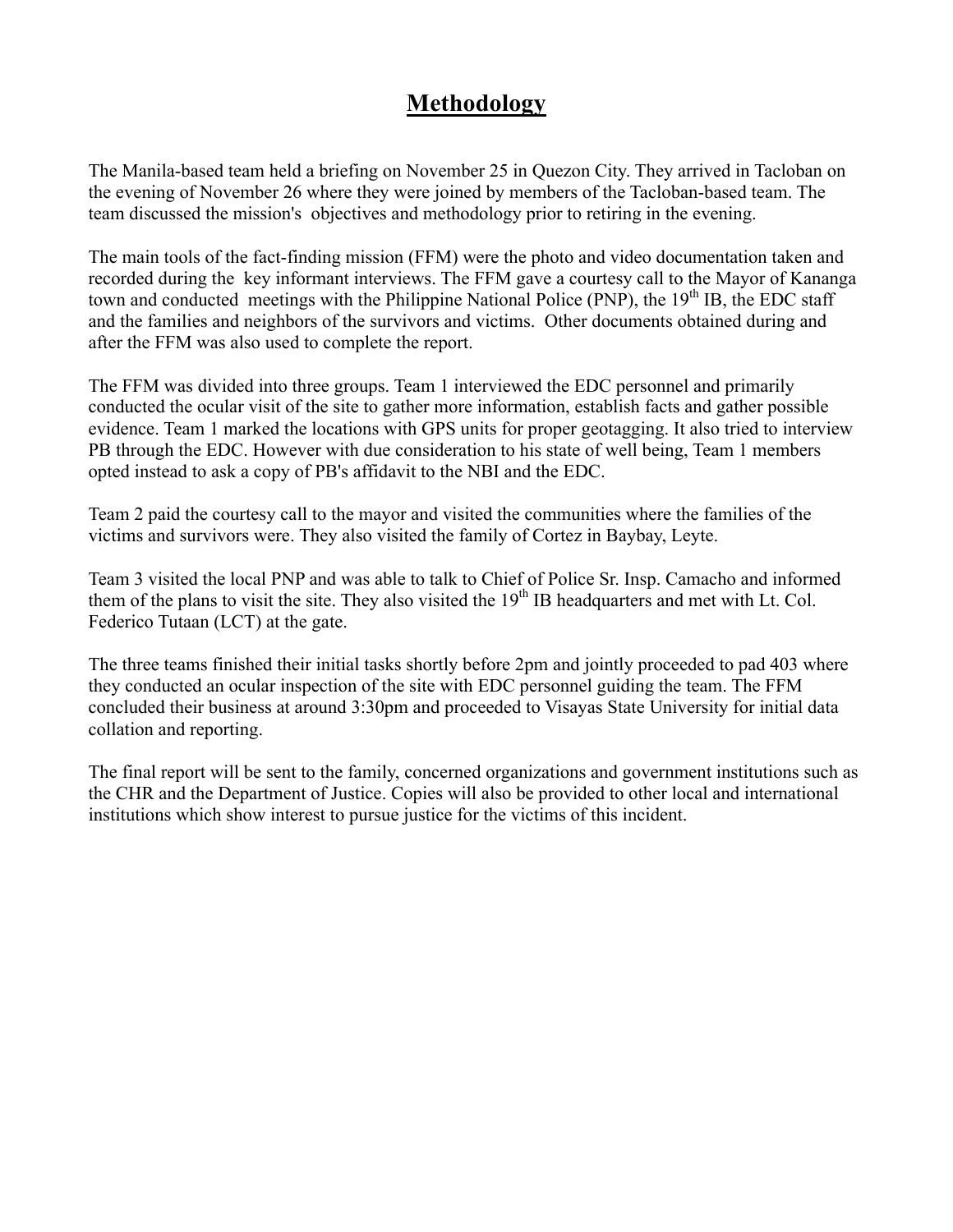# Methodology

The Manila-based team held a briefing on November 25 in Quezon City. They arrived in Tacloban on the evening of November 26 where they were joined by members of the Tacloban-based team. The team discussed the mission's objectives and methodology prior to retiring in the evening.

The main tools of the fact-finding mission (FFM) were the photo and video documentation taken and recorded during the key informant interviews. The FFM gave a courtesy call to the Mayor of Kananga town and conducted meetings with the Philippine National Police (PNP), the 19th IB, the EDC staff and the families and neighbors of the survivors and victims. Other documents obtained during and after the FFM was also used to complete the report.

The FFM was divided into three groups. Team 1 interviewed the EDC personnel and primarily conducted the ocular visit of the site to gather more information, establish facts and gather possible evidence. Team 1 marked the locations with GPS units for proper geotagging. It also tried to interview PB through the EDC. However with due consideration to his state of well being, Team 1 members opted instead to ask a copy of PB's affidavit to the NBI and the EDC.

Team 2 paid the courtesy call to the mayor and visited the communities where the families of the victims and survivors were. They also visited the family of Cortez in Baybay, Leyte.

Team 3 visited the local PNP and was able to talk to Chief of Police Sr. Insp. Camacho and informed them of the plans to visit the site. They also visited the 19th IB headquarters and met with Lt. Col. Federico Tutaan (LCT) at the gate.

The three teams finished their initial tasks shortly before 2pm and jointly proceeded to pad 403 where they conducted an ocular inspection of the site with EDC personnel guiding the team. The FFM concluded their business at around 3:30pm and proceeded to Visayas State University for initial data collation and reporting.

The final report will be sent to the family, concerned organizations and government institutions such as the CHR and the Department of Justice. Copies will also be provided to other local and international institutions which show interest to pursue justice for the victims of this incident.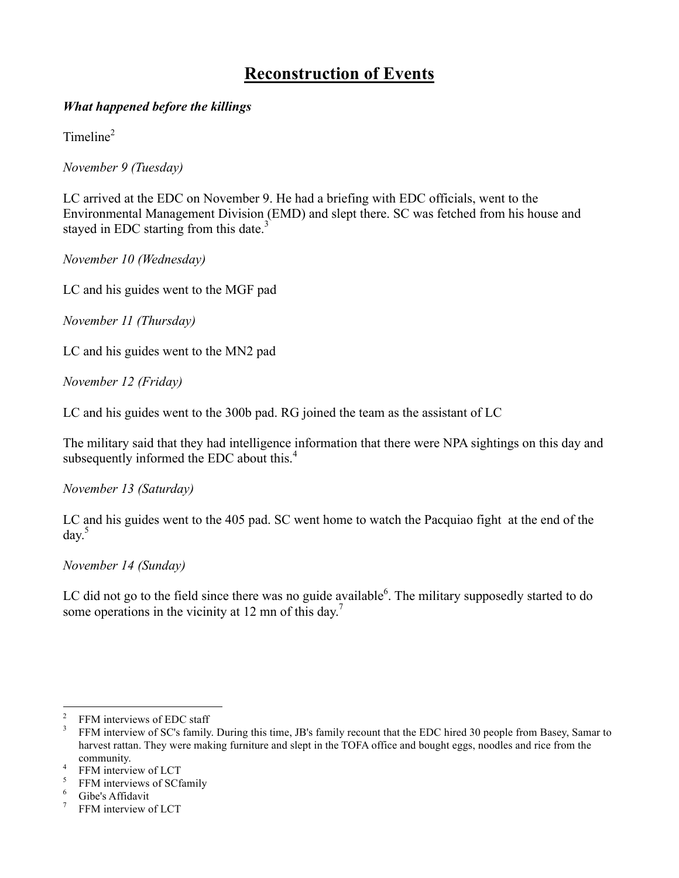# Reconstruction of Events

***What happened before the killings***

Timeline[2]

*November 9 (Tuesday)*

LC arrived at the EDC on November 9. He had a briefing with EDC officials, went to the Environmental Management Division (EMD) and slept there. SC was fetched from his house and stayed in EDC starting from this date.[3]

*November 10 (Wednesday)*

LC and his guides went to the MGF pad

*November 11 (Thursday)*

LC and his guides went to the MN2 pad

*November 12 (Friday)*

LC and his guides went to the 300b pad. RG joined the team as the assistant of LC

The military said that they had intelligence information that there were NPA sightings on this day and subsequently informed the EDC about this.[4]

*November 13 (Saturday)*

LC and his guides went to the 405 pad. SC went home to watch the Pacquiao fight at the end of the day.[5]

*November 14 (Sunday)*

LC did not go to the field since there was no guide available[6]. The military supposedly started to do some operations in the vicinity at 12 mn of this day.[7]

---

[2] FFM interviews of EDC staff

[3] FFM interview of SC's family. During this time, JB's family recount that the EDC hired 30 people from Basey, Samar to harvest rattan. They were making furniture and slept in the TOFA office and bought eggs, noodles and rice from the community.

[4] FFM interview of LCT

[5] FFM interviews of SCfamily

[6] Gibe's Affidavit

[7] FFM interview of LCT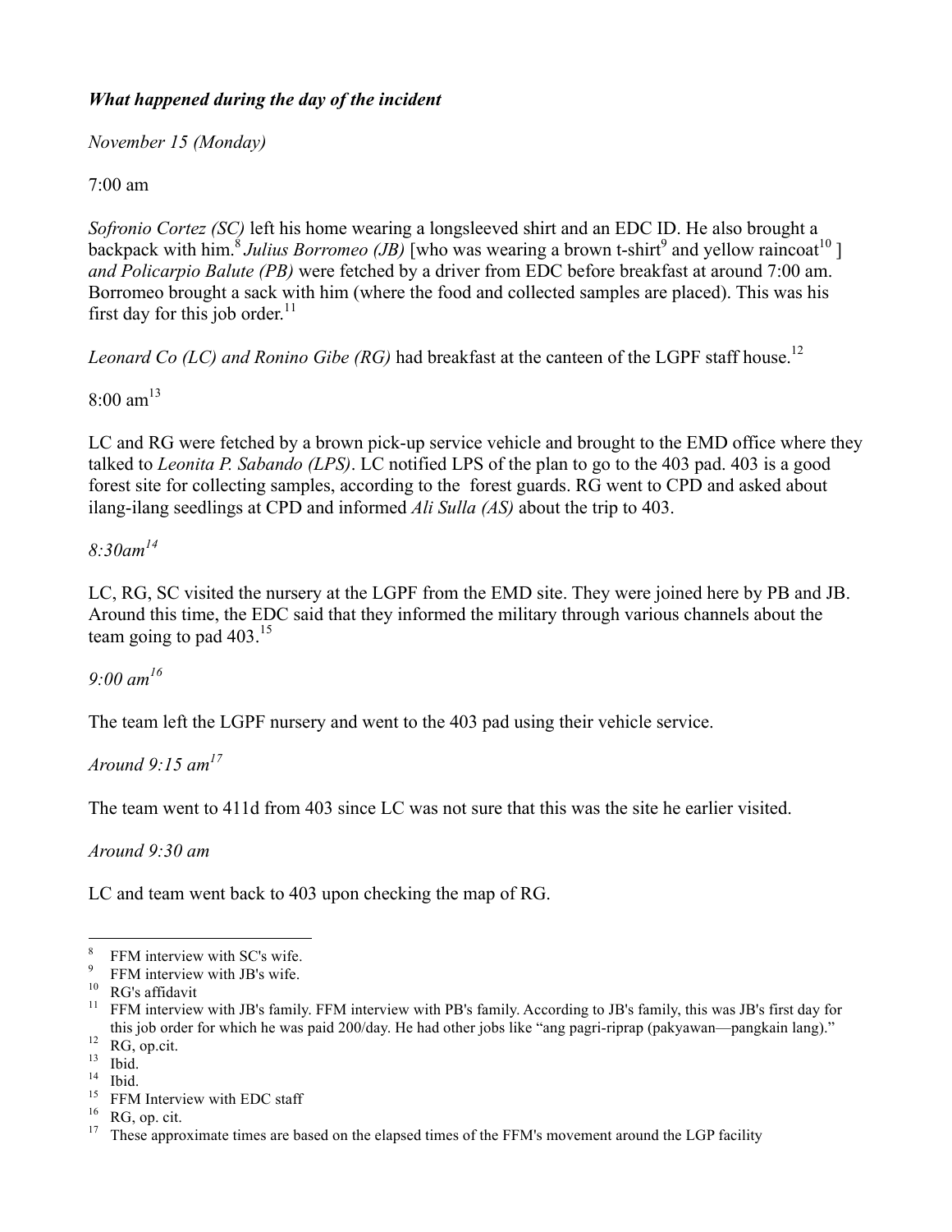***What happened during the day of the incident***

*November 15 (Monday)*

7:00 am

*Sofronio Cortez (SC)* left his home wearing a longsleeved shirt and an EDC ID. He also brought a backpack with him.[8] *Julius Borromeo (JB)* [who was wearing a brown t-shirt[9] and yellow raincoat[10] ] *and Policarpio Balute (PB)* were fetched by a driver from EDC before breakfast at around 7:00 am. Borromeo brought a sack with him (where the food and collected samples are placed). This was his first day for this job order.[11]

*Leonard Co (LC) and Ronino Gibe (RG)* had breakfast at the canteen of the LGPF staff house.[12]

8:00 am[13]

LC and RG were fetched by a brown pick-up service vehicle and brought to the EMD office where they talked to *Leonita P. Sabando (LPS)*. LC notified LPS of the plan to go to the 403 pad. 403 is a good forest site for collecting samples, according to the forest guards. RG went to CPD and asked about ilang-ilang seedlings at CPD and informed *Ali Sulla (AS)* about the trip to 403.

*8:30am[14]*

LC, RG, SC visited the nursery at the LGPF from the EMD site. They were joined here by PB and JB. Around this time, the EDC said that they informed the military through various channels about the team going to pad 403.[15]

*9:00 am[16]*

The team left the LGPF nursery and went to the 403 pad using their vehicle service.

*Around 9:15 am[17]*

The team went to 411d from 403 since LC was not sure that this was the site he earlier visited.

*Around 9:30 am*

LC and team went back to 403 upon checking the map of RG.

---

8 FFM interview with SC's wife.

9 FFM interview with JB's wife.

10 RG's affidavit

11 FFM interview with JB's family. FFM interview with PB's family. According to JB's family, this was JB's first day for this job order for which he was paid 200/day. He had other jobs like "ang pagri-riprap (pakyawan—pangkain lang)."

12 RG, op.cit.

13 Ibid.

14 Ibid.

15 FFM Interview with EDC staff

16 RG, op. cit.

17 These approximate times are based on the elapsed times of the FFM's movement around the LGP facility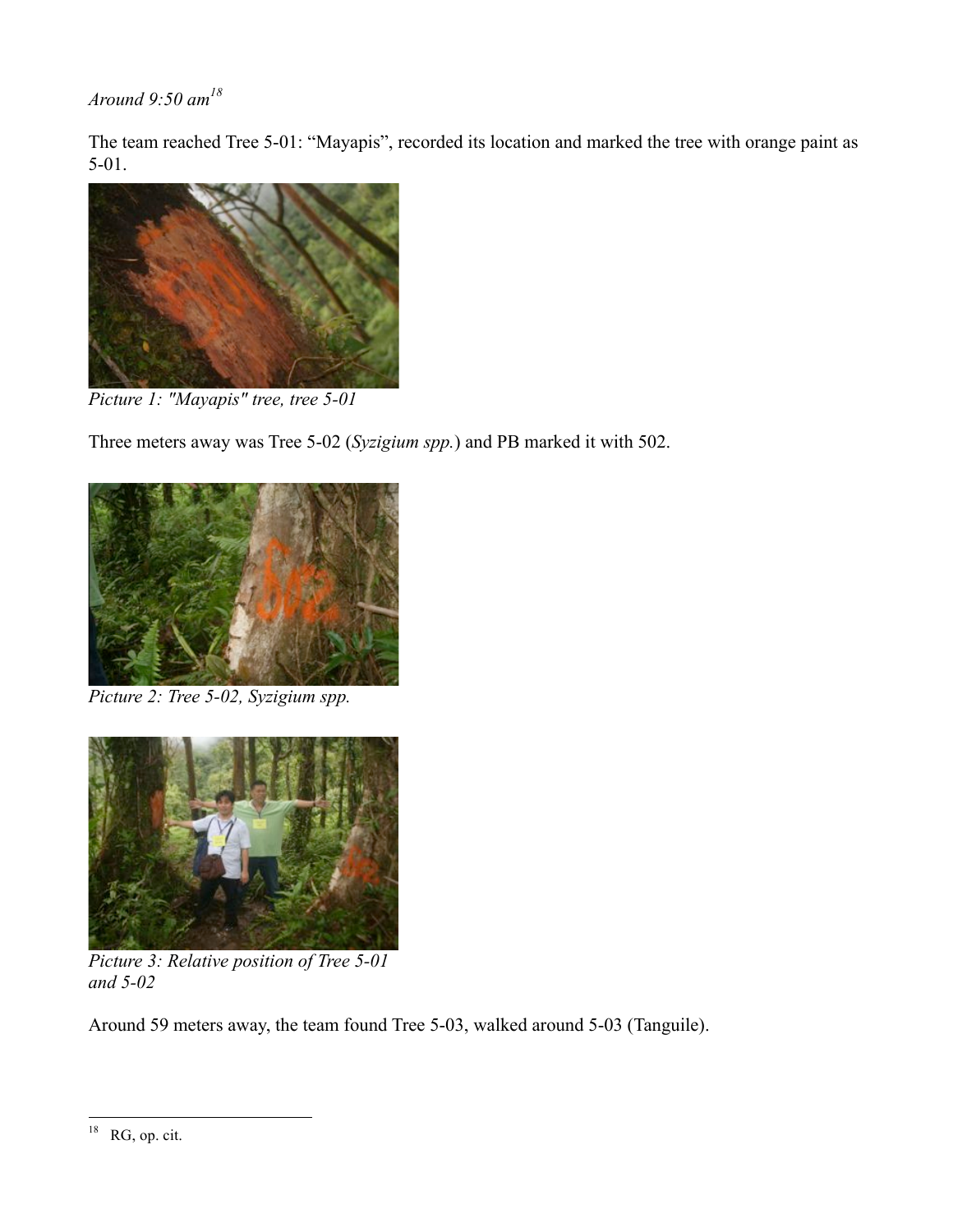*Around 9:50 am*[18]

The team reached Tree 5-01: “Mayapis”, recorded its location and marked the tree with orange paint as 5-01.

*Picture 1: "Mayapis" tree, tree 5-01*

Three meters away was Tree 5-02 (*Syzigium spp.*) and PB marked it with 502.

*Picture 2: Tree 5-02, Syzigium spp.*

*Picture 3: Relative position of Tree 5-01 and 5-02*

Around 59 meters away, the team found Tree 5-03, walked around 5-03 (Tanguile).

---

[18] RG, op. cit.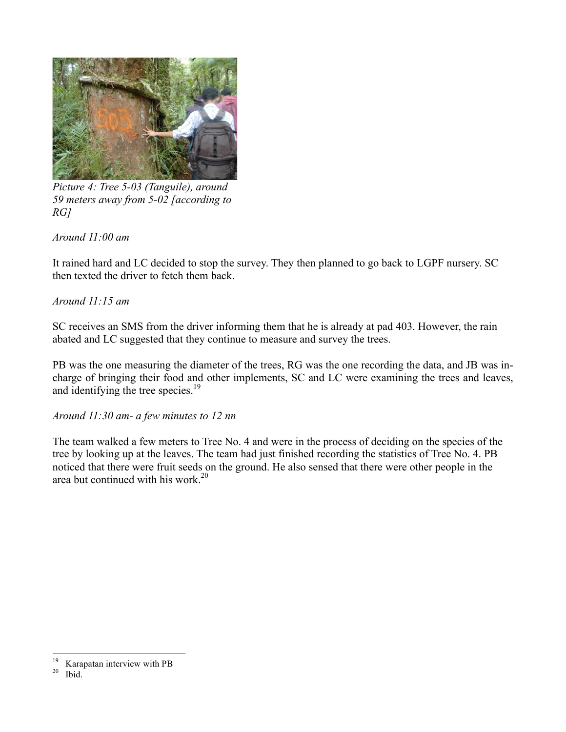*Picture 4: Tree 5-03 (Tanguile), around 59 meters away from 5-02 [according to RG]*

*Around 11:00 am*

It rained hard and LC decided to stop the survey. They then planned to go back to LGPF nursery. SC then texted the driver to fetch them back.

*Around 11:15 am*

SC receives an SMS from the driver informing them that he is already at pad 403. However, the rain abated and LC suggested that they continue to measure and survey the trees.

PB was the one measuring the diameter of the trees, RG was the one recording the data, and JB was in-charge of bringing their food and other implements, SC and LC were examining the trees and leaves, and identifying the tree species.[19]

*Around 11:30 am- a few minutes to 12 nn*

The team walked a few meters to Tree No. 4 and were in the process of deciding on the species of the tree by looking up at the leaves. The team had just finished recording the statistics of Tree No. 4. PB noticed that there were fruit seeds on the ground. He also sensed that there were other people in the area but continued with his work.[20]

---

[19] Karapatan interview with PB

[20] Ibid.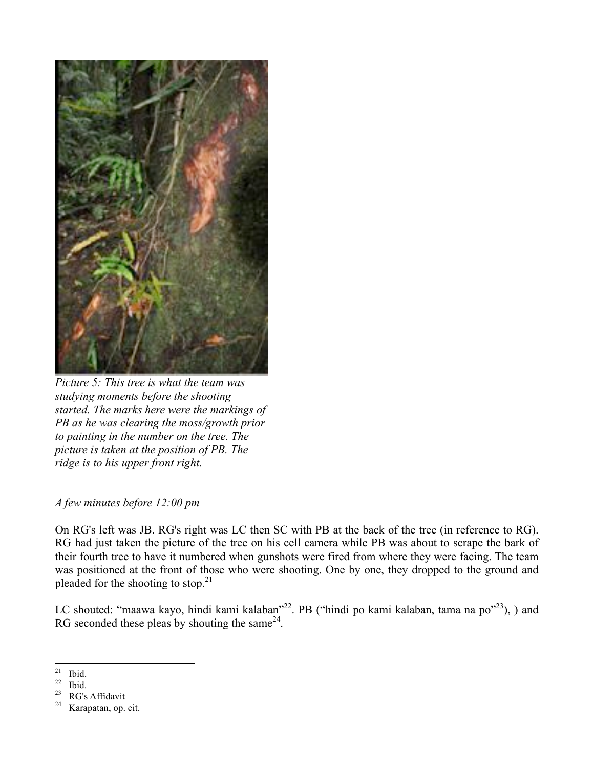*Picture 5: This tree is what the team was studying moments before the shooting started. The marks here were the markings of PB as he was clearing the moss/growth prior to painting in the number on the tree. The picture is taken at the position of PB. The ridge is to his upper front right.*

*A few minutes before 12:00 pm*

On RG's left was JB. RG's right was LC then SC with PB at the back of the tree (in reference to RG). RG had just taken the picture of the tree on his cell camera while PB was about to scrape the bark of their fourth tree to have it numbered when gunshots were fired from where they were facing. The team was positioned at the front of those who were shooting. One by one, they dropped to the ground and pleaded for the shooting to stop.[21]

LC shouted: "maawa kayo, hindi kami kalaban"[22]. PB ("hindi po kami kalaban, tama na po"[23]), ) and RG seconded these pleas by shouting the same[24].

---

[21] Ibid.

[22] Ibid.

[23] RG's Affidavit

[24] Karapatan, op. cit.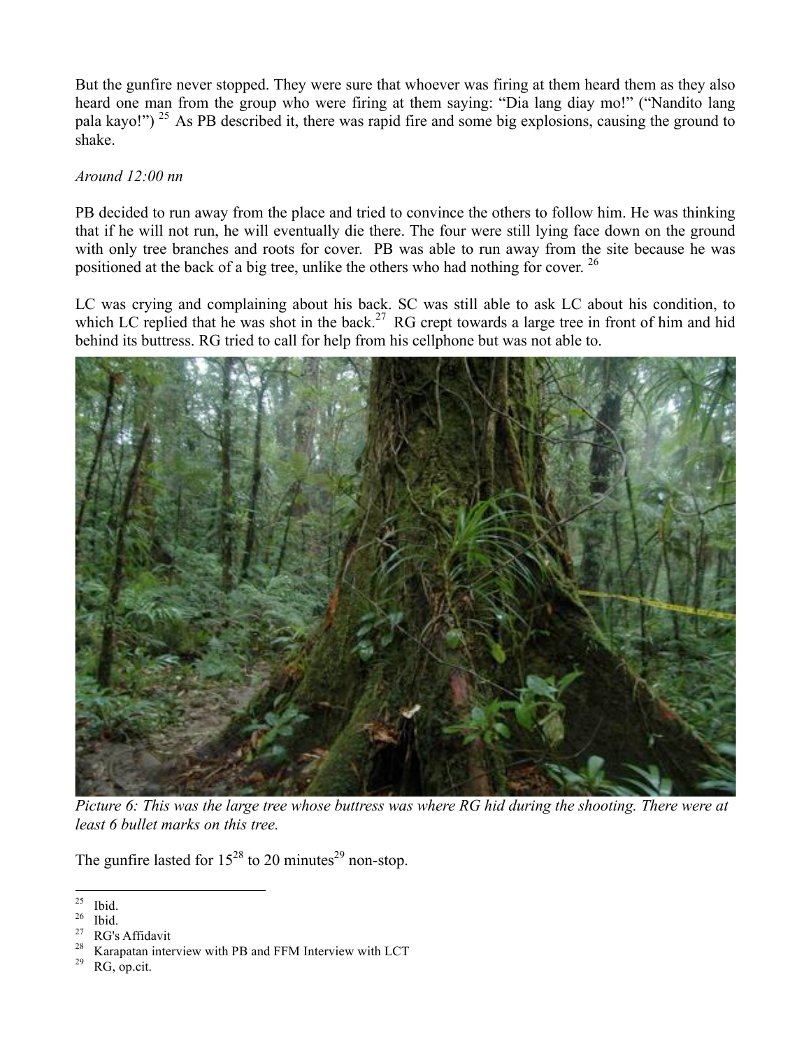But the gunfire never stopped. They were sure that whoever was firing at them heard them as they also heard one man from the group who were firing at them saying: "Dia lang diay mo!" ("Nandito lang pala kayo!") [25] As PB described it, there was rapid fire and some big explosions, causing the ground to shake.

*Around 12:00 nn*

PB decided to run away from the place and tried to convince the others to follow him. He was thinking that if he will not run, he will eventually die there. The four were still lying face down on the ground with only tree branches and roots for cover. PB was able to run away from the site because he was positioned at the back of a big tree, unlike the others who had nothing for cover. [26]

LC was crying and complaining about his back. SC was still able to ask LC about his condition, to which LC replied that he was shot in the back.[27] RG crept towards a large tree in front of him and hid behind its buttress. RG tried to call for help from his cellphone but was not able to.

*Picture 6: This was the large tree whose buttress was where RG hid during the shooting. There were at least 6 bullet marks on this tree.*

The gunfire lasted for 15[28] to 20 minutes[29] non-stop.

---

[25] Ibid.

[26] Ibid.

[27] RG's Affidavit

[28] Karapatan interview with PB and FFM Interview with LCT

[29] RG, op.cit.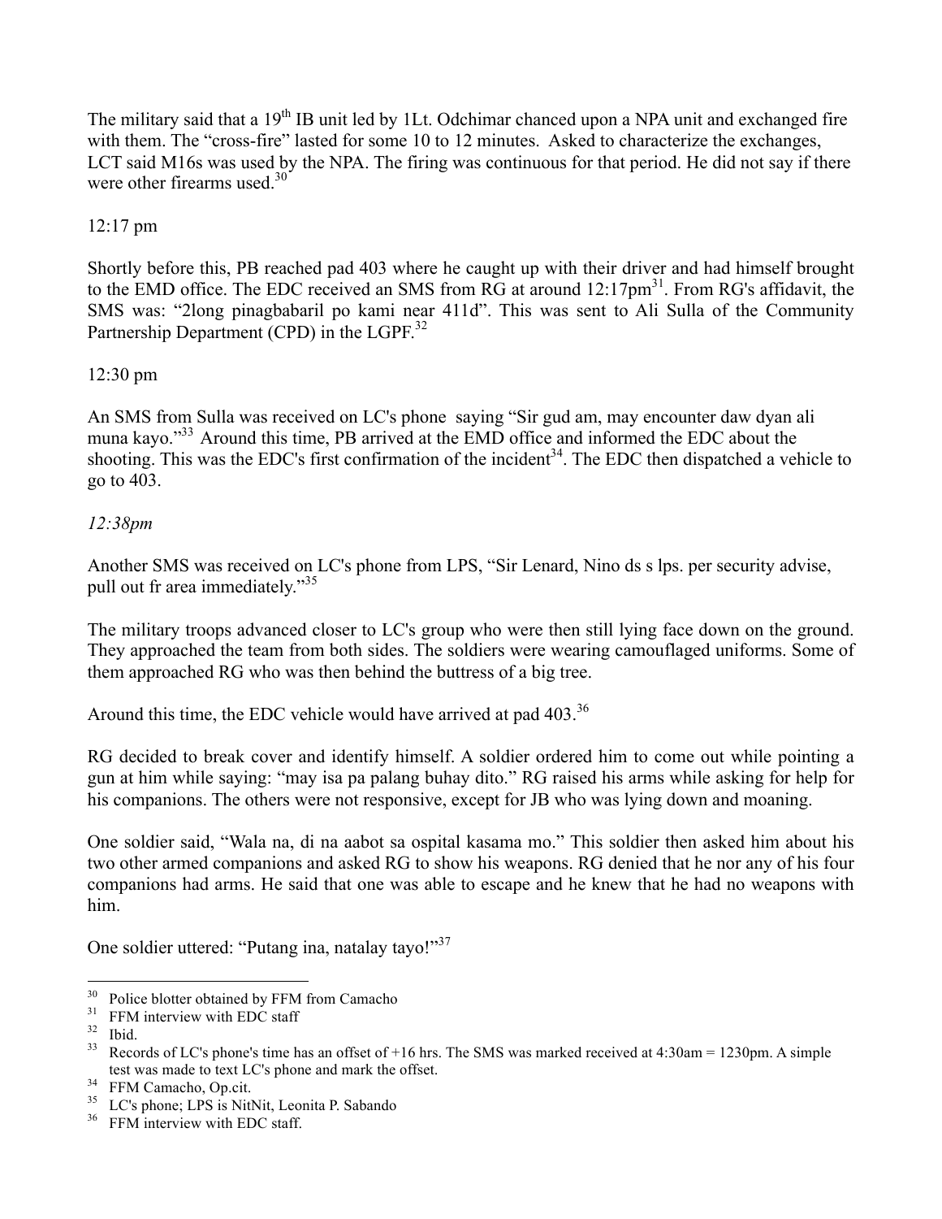The military said that a 19th IB unit led by 1Lt. Odchimar chanced upon a NPA unit and exchanged fire with them. The "cross-fire" lasted for some 10 to 12 minutes. Asked to characterize the exchanges, LCT said M16s was used by the NPA. The firing was continuous for that period. He did not say if there were other firearms used.[30]

12:17 pm

Shortly before this, PB reached pad 403 where he caught up with their driver and had himself brought to the EMD office. The EDC received an SMS from RG at around 12:17pm[31]. From RG's affidavit, the SMS was: "2long pinagbabaril po kami near 411d". This was sent to Ali Sulla of the Community Partnership Department (CPD) in the LGPF.[32]

12:30 pm

An SMS from Sulla was received on LC's phone saying "Sir gud am, may encounter daw dyan ali muna kayo."[33] Around this time, PB arrived at the EMD office and informed the EDC about the shooting. This was the EDC's first confirmation of the incident[34]. The EDC then dispatched a vehicle to go to 403.

*12:38pm*

Another SMS was received on LC's phone from LPS, "Sir Lenard, Nino ds s lps. per security advise, pull out fr area immediately."[35]

The military troops advanced closer to LC's group who were then still lying face down on the ground. They approached the team from both sides. The soldiers were wearing camouflaged uniforms. Some of them approached RG who was then behind the buttress of a big tree.

Around this time, the EDC vehicle would have arrived at pad 403.[36]

RG decided to break cover and identify himself. A soldier ordered him to come out while pointing a gun at him while saying: "may isa pa palang buhay dito." RG raised his arms while asking for help for his companions. The others were not responsive, except for JB who was lying down and moaning.

One soldier said, "Wala na, di na aabot sa ospital kasama mo." This soldier then asked him about his two other armed companions and asked RG to show his weapons. RG denied that he nor any of his four companions had arms. He said that one was able to escape and he knew that he had no weapons with him.

One soldier uttered: "Putang ina, natalay tayo!"[37]

---

[30] Police blotter obtained by FFM from Camacho

[31] FFM interview with EDC staff

[32] Ibid.

[33] Records of LC's phone's time has an offset of +16 hrs. The SMS was marked received at 4:30am = 1230pm. A simple test was made to text LC's phone and mark the offset.

[34] FFM Camacho, Op.cit.

[35] LC's phone; LPS is NitNit, Leonita P. Sabando

[36] FFM interview with EDC staff.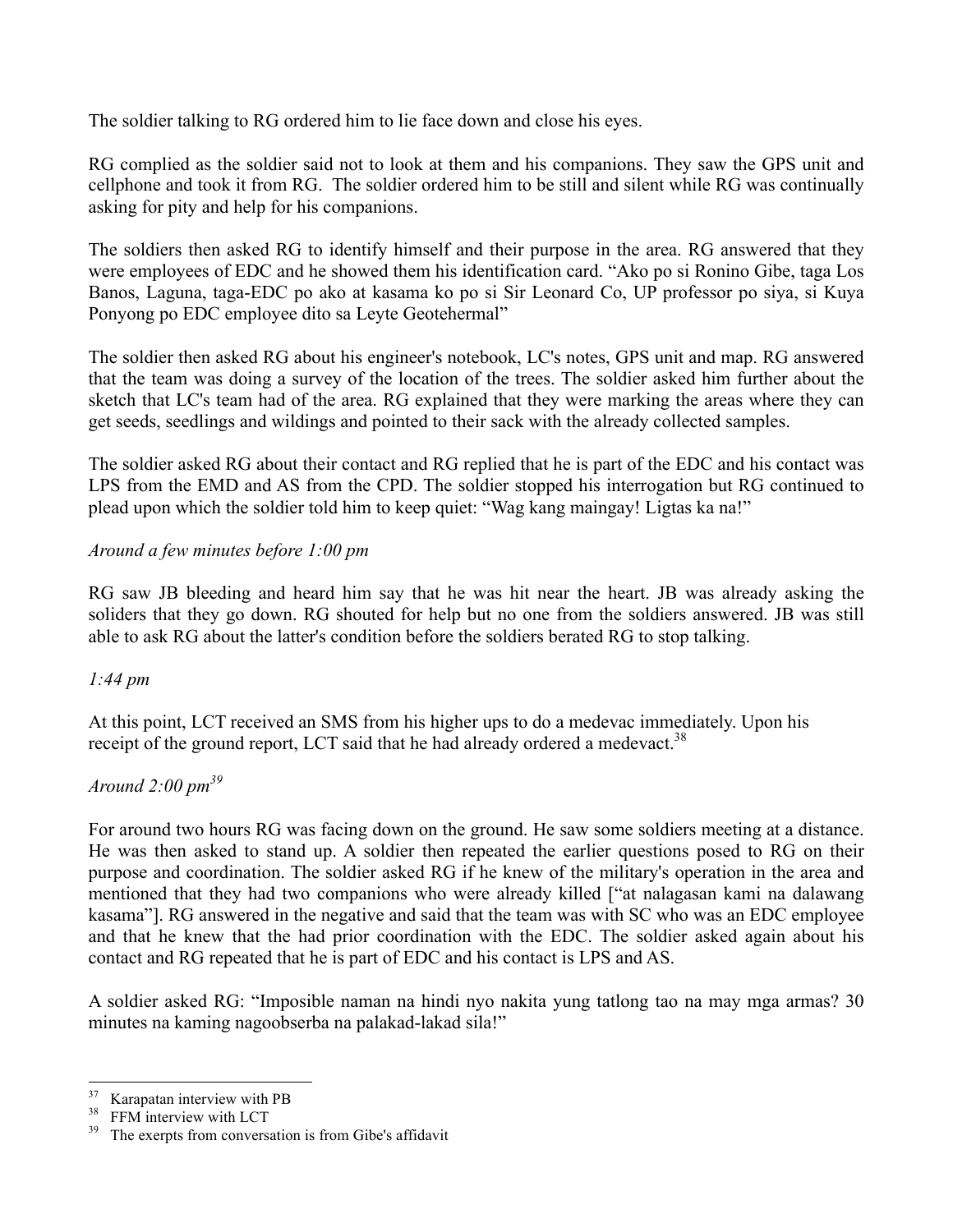The soldier talking to RG ordered him to lie face down and close his eyes.

RG complied as the soldier said not to look at them and his companions. They saw the GPS unit and cellphone and took it from RG. The soldier ordered him to be still and silent while RG was continually asking for pity and help for his companions.

The soldiers then asked RG to identify himself and their purpose in the area. RG answered that they were employees of EDC and he showed them his identification card. "Ako po si Ronino Gibe, taga Los Banos, Laguna, taga-EDC po ako at kasama ko po si Sir Leonard Co, UP professor po siya, si Kuya Ponyong po EDC employee dito sa Leyte Geotehermal"

The soldier then asked RG about his engineer's notebook, LC's notes, GPS unit and map. RG answered that the team was doing a survey of the location of the trees. The soldier asked him further about the sketch that LC's team had of the area. RG explained that they were marking the areas where they can get seeds, seedlings and wildings and pointed to their sack with the already collected samples.

The soldier asked RG about their contact and RG replied that he is part of the EDC and his contact was LPS from the EMD and AS from the CPD. The soldier stopped his interrogation but RG continued to plead upon which the soldier told him to keep quiet: "Wag kang maingay! Ligtas ka na!"

*Around a few minutes before 1:00 pm*

RG saw JB bleeding and heard him say that he was hit near the heart. JB was already asking the soliders that they go down. RG shouted for help but no one from the soldiers answered. JB was still able to ask RG about the latter's condition before the soldiers berated RG to stop talking.

*1:44 pm*

At this point, LCT received an SMS from his higher ups to do a medevac immediately. Upon his receipt of the ground report, LCT said that he had already ordered a medevact.[38]

*Around 2:00 pm*[39]

For around two hours RG was facing down on the ground. He saw some soldiers meeting at a distance. He was then asked to stand up. A soldier then repeated the earlier questions posed to RG on their purpose and coordination. The soldier asked RG if he knew of the military's operation in the area and mentioned that they had two companions who were already killed ["at nalagasan kami na dalawang kasama"]. RG answered in the negative and said that the team was with SC who was an EDC employee and that he knew that the had prior coordination with the EDC. The soldier asked again about his contact and RG repeated that he is part of EDC and his contact is LPS and AS.

A soldier asked RG: "Imposible naman na hindi nyo nakita yung tatlong tao na may mga armas? 30 minutes na kaming nagoobserba na palakad-lakad sila!"

---

[37] Karapatan interview with PB

[38] FFM interview with LCT

[39] The exerpts from conversation is from Gibe's affidavit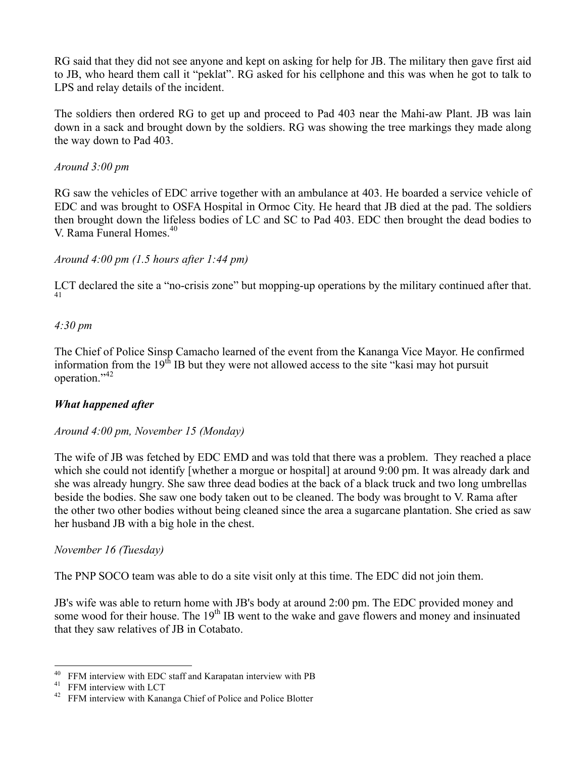RG said that they did not see anyone and kept on asking for help for JB. The military then gave first aid to JB, who heard them call it "peklat". RG asked for his cellphone and this was when he got to talk to LPS and relay details of the incident.

The soldiers then ordered RG to get up and proceed to Pad 403 near the Mahi-aw Plant. JB was lain down in a sack and brought down by the soldiers. RG was showing the tree markings they made along the way down to Pad 403.

*Around 3:00 pm*

RG saw the vehicles of EDC arrive together with an ambulance at 403. He boarded a service vehicle of EDC and was brought to OSFA Hospital in Ormoc City. He heard that JB died at the pad. The soldiers then brought down the lifeless bodies of LC and SC to Pad 403. EDC then brought the dead bodies to V. Rama Funeral Homes.[40]

*Around 4:00 pm (1.5 hours after 1:44 pm)*

LCT declared the site a "no-crisis zone" but mopping-up operations by the military continued after that.[41]

*4:30 pm*

The Chief of Police Sinsp Camacho learned of the event from the Kananga Vice Mayor. He confirmed information from the 19th IB but they were not allowed access to the site "kasi may hot pursuit operation."[42]

***What happened after***

*Around 4:00 pm, November 15 (Monday)*

The wife of JB was fetched by EDC EMD and was told that there was a problem. They reached a place which she could not identify [whether a morgue or hospital] at around 9:00 pm. It was already dark and she was already hungry. She saw three dead bodies at the back of a black truck and two long umbrellas beside the bodies. She saw one body taken out to be cleaned. The body was brought to V. Rama after the other two other bodies without being cleaned since the area a sugarcane plantation. She cried as saw her husband JB with a big hole in the chest.

*November 16 (Tuesday)*

The PNP SOCO team was able to do a site visit only at this time. The EDC did not join them.

JB's wife was able to return home with JB's body at around 2:00 pm. The EDC provided money and some wood for their house. The 19th IB went to the wake and gave flowers and money and insinuated that they saw relatives of JB in Cotabato.

---

[40] FFM interview with EDC staff and Karapatan interview with PB

[41] FFM interview with LCT

[42] FFM interview with Kananga Chief of Police and Police Blotter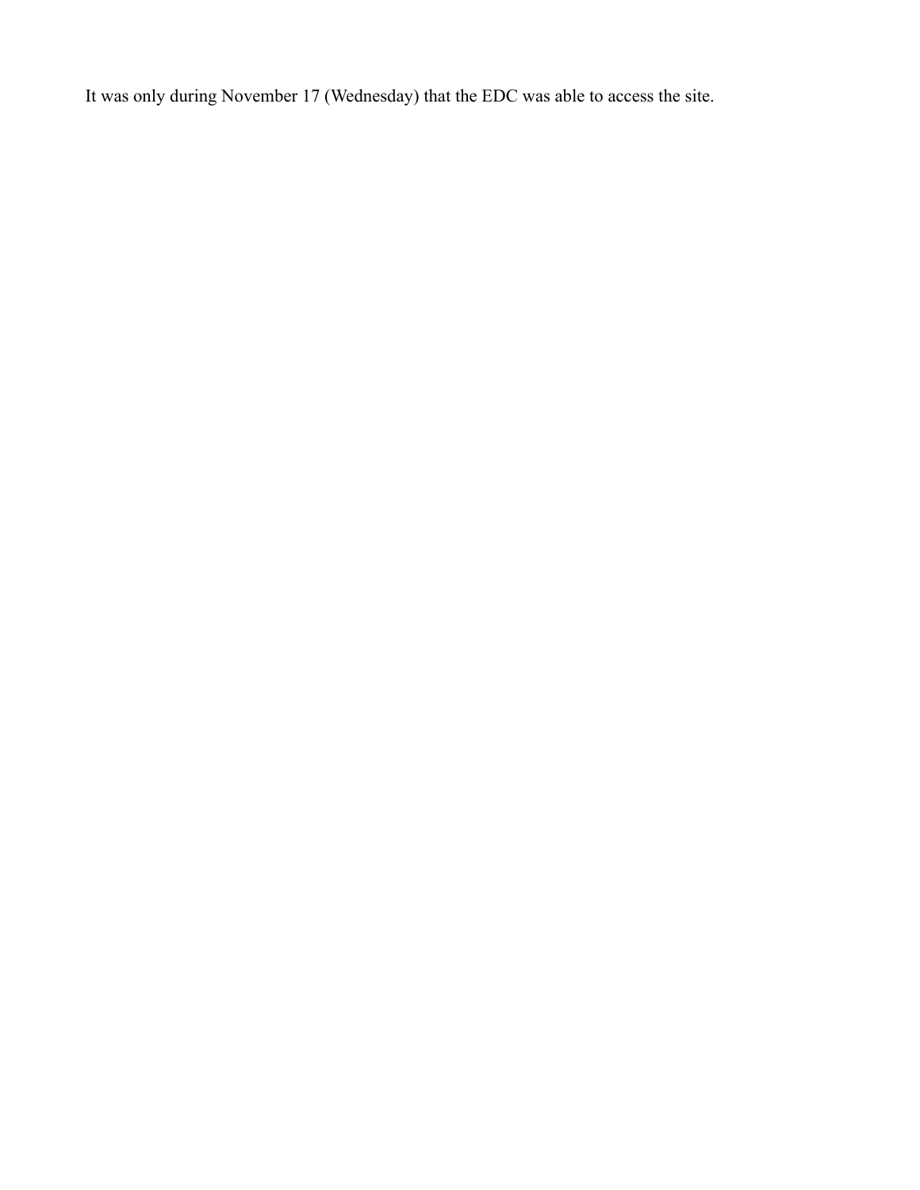It was only during November 17 (Wednesday) that the EDC was able to access the site.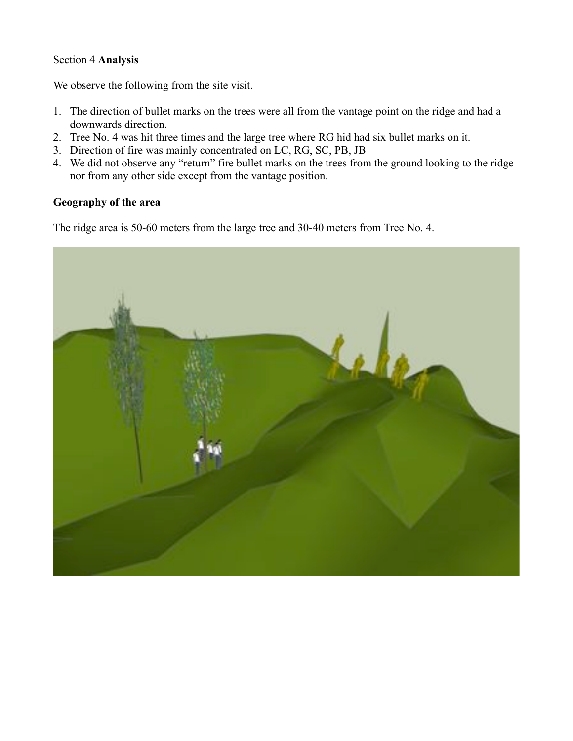Section 4 **Analysis**

We observe the following from the site visit.

1. The direction of bullet marks on the trees were all from the vantage point on the ridge and had a downwards direction.
2. Tree No. 4 was hit three times and the large tree where RG hid had six bullet marks on it.
3. Direction of fire was mainly concentrated on LC, RG, SC, PB, JB
4. We did not observe any "return" fire bullet marks on the trees from the ground looking to the ridge nor from any other side except from the vantage position.

**Geography of the area**

The ridge area is 50-60 meters from the large tree and 30-40 meters from Tree No. 4.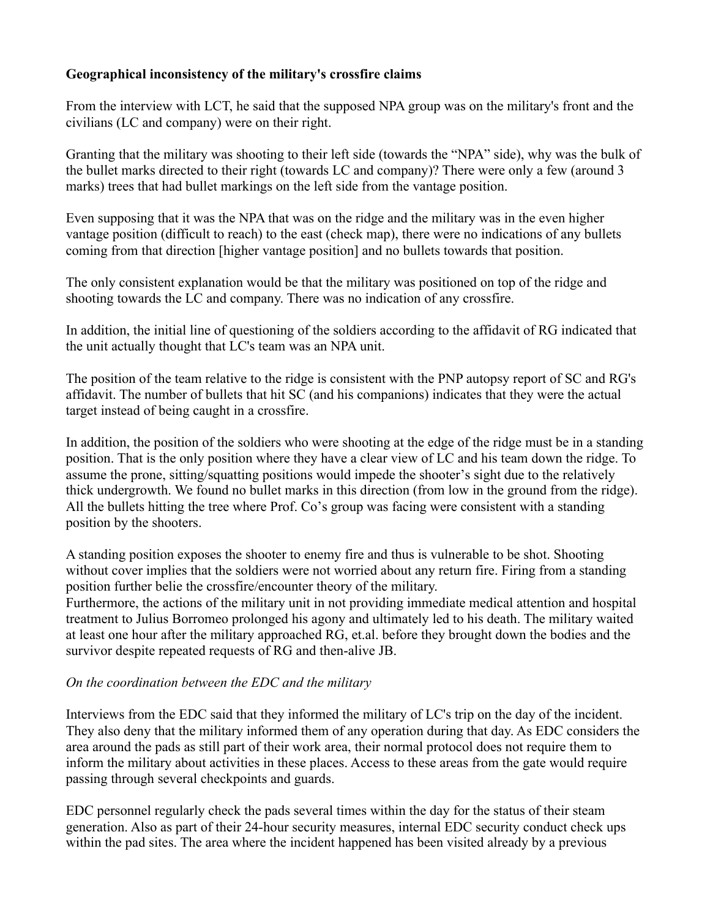**Geographical inconsistency of the military's crossfire claims**

From the interview with LCT, he said that the supposed NPA group was on the military's front and the civilians (LC and company) were on their right.

Granting that the military was shooting to their left side (towards the "NPA" side), why was the bulk of the bullet marks directed to their right (towards LC and company)? There were only a few (around 3 marks) trees that had bullet markings on the left side from the vantage position.

Even supposing that it was the NPA that was on the ridge and the military was in the even higher vantage position (difficult to reach) to the east (check map), there were no indications of any bullets coming from that direction [higher vantage position] and no bullets towards that position.

The only consistent explanation would be that the military was positioned on top of the ridge and shooting towards the LC and company. There was no indication of any crossfire.

In addition, the initial line of questioning of the soldiers according to the affidavit of RG indicated that the unit actually thought that LC's team was an NPA unit.

The position of the team relative to the ridge is consistent with the PNP autopsy report of SC and RG's affidavit. The number of bullets that hit SC (and his companions) indicates that they were the actual target instead of being caught in a crossfire.

In addition, the position of the soldiers who were shooting at the edge of the ridge must be in a standing position. That is the only position where they have a clear view of LC and his team down the ridge. To assume the prone, sitting/squatting positions would impede the shooter's sight due to the relatively thick undergrowth. We found no bullet marks in this direction (from low in the ground from the ridge). All the bullets hitting the tree where Prof. Co's group was facing were consistent with a standing position by the shooters.

A standing position exposes the shooter to enemy fire and thus is vulnerable to be shot. Shooting without cover implies that the soldiers were not worried about any return fire. Firing from a standing position further belie the crossfire/encounter theory of the military.
Furthermore, the actions of the military unit in not providing immediate medical attention and hospital treatment to Julius Borromeo prolonged his agony and ultimately led to his death. The military waited at least one hour after the military approached RG, et.al. before they brought down the bodies and the survivor despite repeated requests of RG and then-alive JB.

*On the coordination between the EDC and the military*

Interviews from the EDC said that they informed the military of LC's trip on the day of the incident. They also deny that the military informed them of any operation during that day. As EDC considers the area around the pads as still part of their work area, their normal protocol does not require them to inform the military about activities in these places. Access to these areas from the gate would require passing through several checkpoints and guards.

EDC personnel regularly check the pads several times within the day for the status of their steam generation. Also as part of their 24-hour security measures, internal EDC security conduct check ups within the pad sites. The area where the incident happened has been visited already by a previous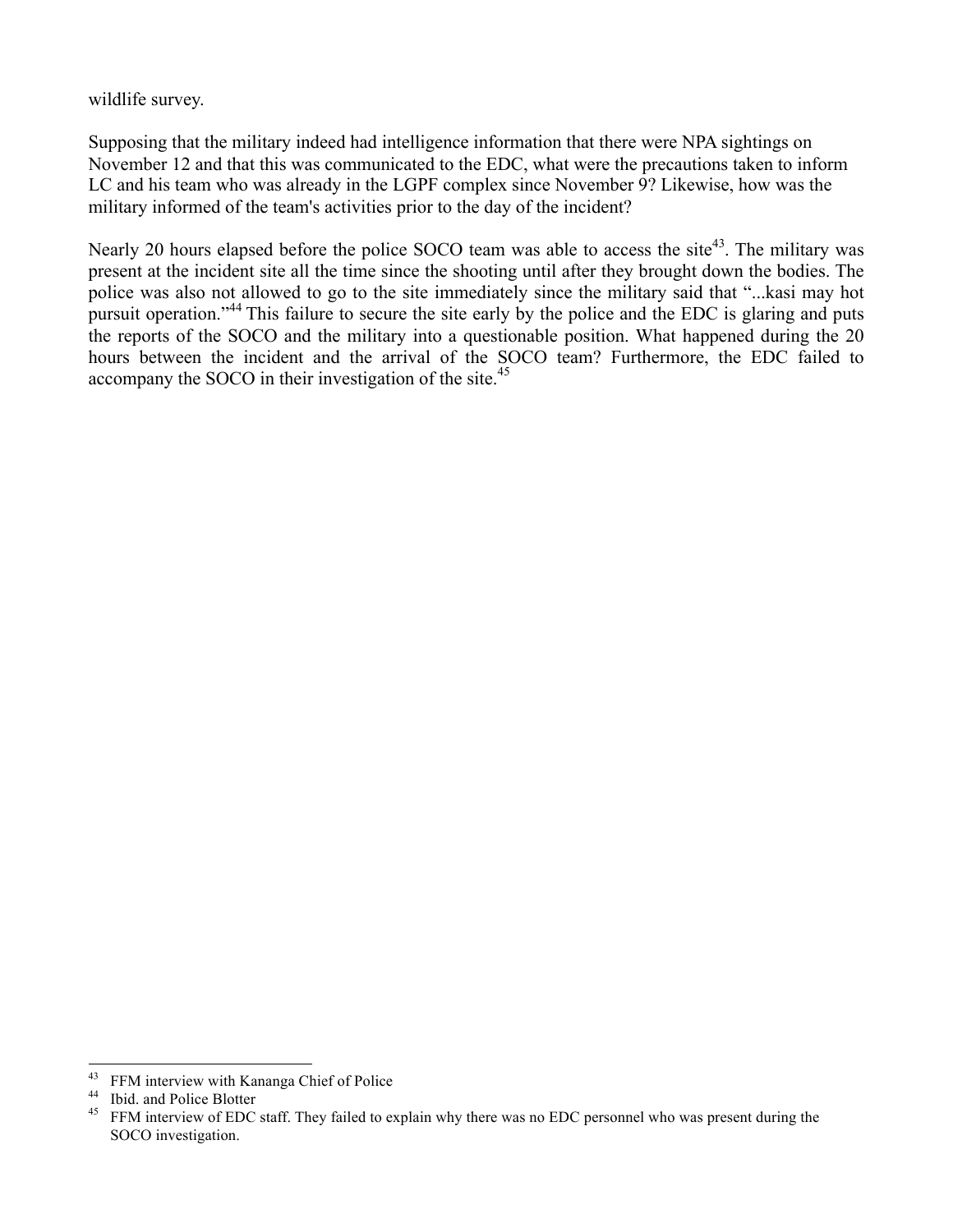wildlife survey.

Supposing that the military indeed had intelligence information that there were NPA sightings on November 12 and that this was communicated to the EDC, what were the precautions taken to inform LC and his team who was already in the LGPF complex since November 9? Likewise, how was the military informed of the team's activities prior to the day of the incident?

Nearly 20 hours elapsed before the police SOCO team was able to access the site[43]. The military was present at the incident site all the time since the shooting until after they brought down the bodies. The police was also not allowed to go to the site immediately since the military said that "...kasi may hot pursuit operation."[44] This failure to secure the site early by the police and the EDC is glaring and puts the reports of the SOCO and the military into a questionable position. What happened during the 20 hours between the incident and the arrival of the SOCO team? Furthermore, the EDC failed to accompany the SOCO in their investigation of the site.[45]

---

[43] FFM interview with Kananga Chief of Police

[44] Ibid. and Police Blotter

[45] FFM interview of EDC staff. They failed to explain why there was no EDC personnel who was present during the SOCO investigation.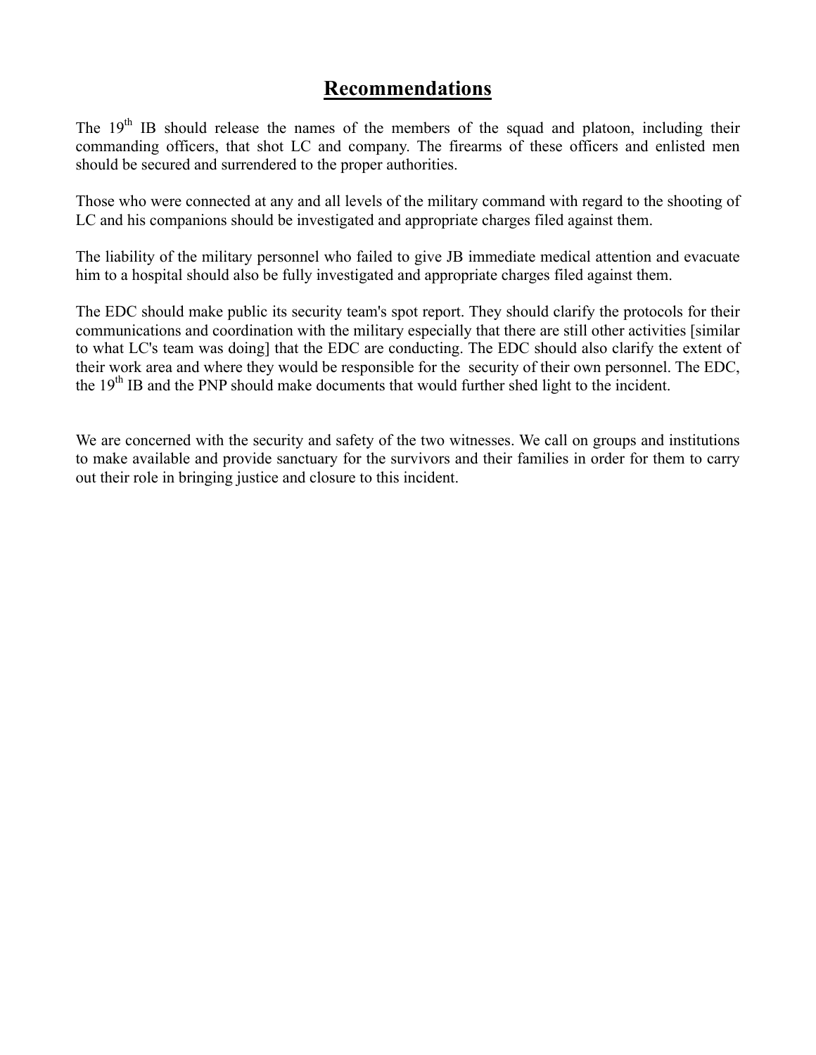# Recommendations

The 19th IB should release the names of the members of the squad and platoon, including their commanding officers, that shot LC and company. The firearms of these officers and enlisted men should be secured and surrendered to the proper authorities.

Those who were connected at any and all levels of the military command with regard to the shooting of LC and his companions should be investigated and appropriate charges filed against them.

The liability of the military personnel who failed to give JB immediate medical attention and evacuate him to a hospital should also be fully investigated and appropriate charges filed against them.

The EDC should make public its security team's spot report. They should clarify the protocols for their communications and coordination with the military especially that there are still other activities [similar to what LC's team was doing] that the EDC are conducting. The EDC should also clarify the extent of their work area and where they would be responsible for the security of their own personnel. The EDC, the 19th IB and the PNP should make documents that would further shed light to the incident.

We are concerned with the security and safety of the two witnesses. We call on groups and institutions to make available and provide sanctuary for the survivors and their families in order for them to carry out their role in bringing justice and closure to this incident.